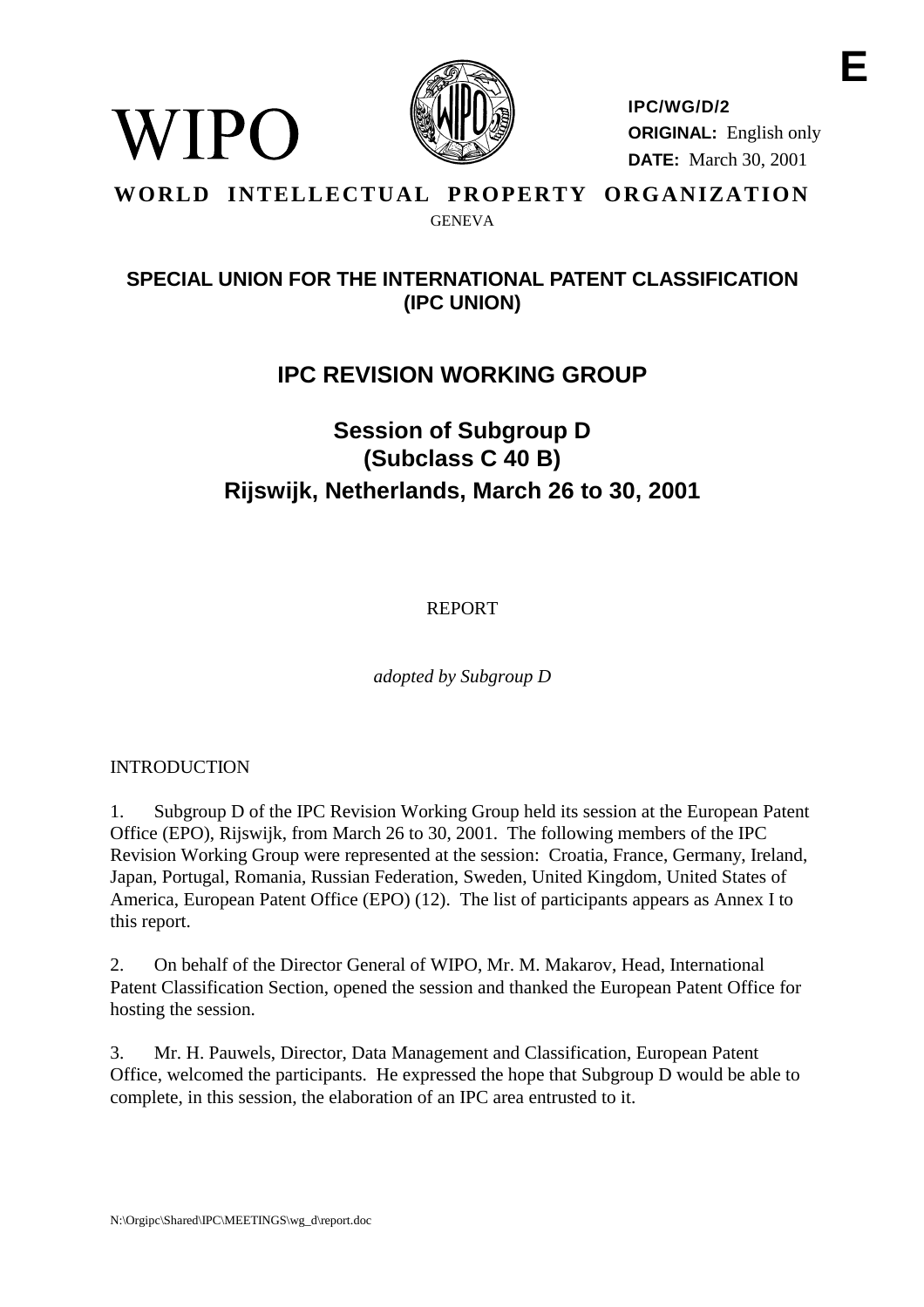E

WIPO

**IPC/WG/D/2**
**ORIGINAL:** English only
**DATE:** March 30, 2001

**WORLD INTELLECTUAL PROPERTY ORGANIZATION**

GENEVA

## SPECIAL UNION FOR THE INTERNATIONAL PATENT CLASSIFICATION (IPC UNION)

# IPC REVISION WORKING GROUP

## Session of Subgroup D (Subclass C 40 B) Rijswijk, Netherlands, March 26 to 30, 2001

REPORT

*adopted by Subgroup D*

INTRODUCTION

1. Subgroup D of the IPC Revision Working Group held its session at the European Patent Office (EPO), Rijswijk, from March 26 to 30, 2001. The following members of the IPC Revision Working Group were represented at the session: Croatia, France, Germany, Ireland, Japan, Portugal, Romania, Russian Federation, Sweden, United Kingdom, United States of America, European Patent Office (EPO) (12). The list of participants appears as Annex I to this report.

2. On behalf of the Director General of WIPO, Mr. M. Makarov, Head, International Patent Classification Section, opened the session and thanked the European Patent Office for hosting the session.

3. Mr. H. Pauwels, Director, Data Management and Classification, European Patent Office, welcomed the participants. He expressed the hope that Subgroup D would be able to complete, in this session, the elaboration of an IPC area entrusted to it.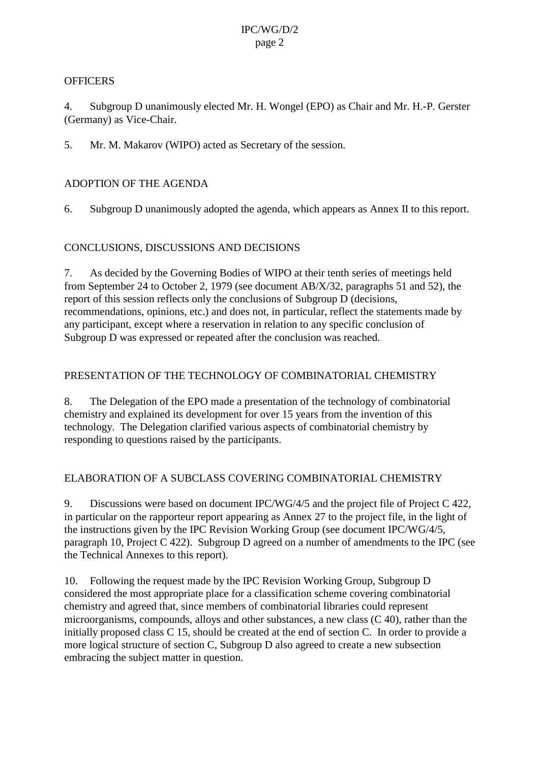## OFFICERS

4. Subgroup D unanimously elected Mr. H. Wongel (EPO) as Chair and Mr. H.-P. Gerster (Germany) as Vice-Chair.

5. Mr. M. Makarov (WIPO) acted as Secretary of the session.

## ADOPTION OF THE AGENDA

6. Subgroup D unanimously adopted the agenda, which appears as Annex II to this report.

## CONCLUSIONS, DISCUSSIONS AND DECISIONS

7. As decided by the Governing Bodies of WIPO at their tenth series of meetings held from September 24 to October 2, 1979 (see document AB/X/32, paragraphs 51 and 52), the report of this session reflects only the conclusions of Subgroup D (decisions, recommendations, opinions, etc.) and does not, in particular, reflect the statements made by any participant, except where a reservation in relation to any specific conclusion of Subgroup D was expressed or repeated after the conclusion was reached.

## PRESENTATION OF THE TECHNOLOGY OF COMBINATORIAL CHEMISTRY

8. The Delegation of the EPO made a presentation of the technology of combinatorial chemistry and explained its development for over 15 years from the invention of this technology. The Delegation clarified various aspects of combinatorial chemistry by responding to questions raised by the participants.

## ELABORATION OF A SUBCLASS COVERING COMBINATORIAL CHEMISTRY

9. Discussions were based on document IPC/WG/4/5 and the project file of Project C 422, in particular on the rapporteur report appearing as Annex 27 to the project file, in the light of the instructions given by the IPC Revision Working Group (see document IPC/WG/4/5, paragraph 10, Project C 422). Subgroup D agreed on a number of amendments to the IPC (see the Technical Annexes to this report).

10. Following the request made by the IPC Revision Working Group, Subgroup D considered the most appropriate place for a classification scheme covering combinatorial chemistry and agreed that, since members of combinatorial libraries could represent microorganisms, compounds, alloys and other substances, a new class (C 40), rather than the initially proposed class C 15, should be created at the end of section C. In order to provide a more logical structure of section C, Subgroup D also agreed to create a new subsection embracing the subject matter in question.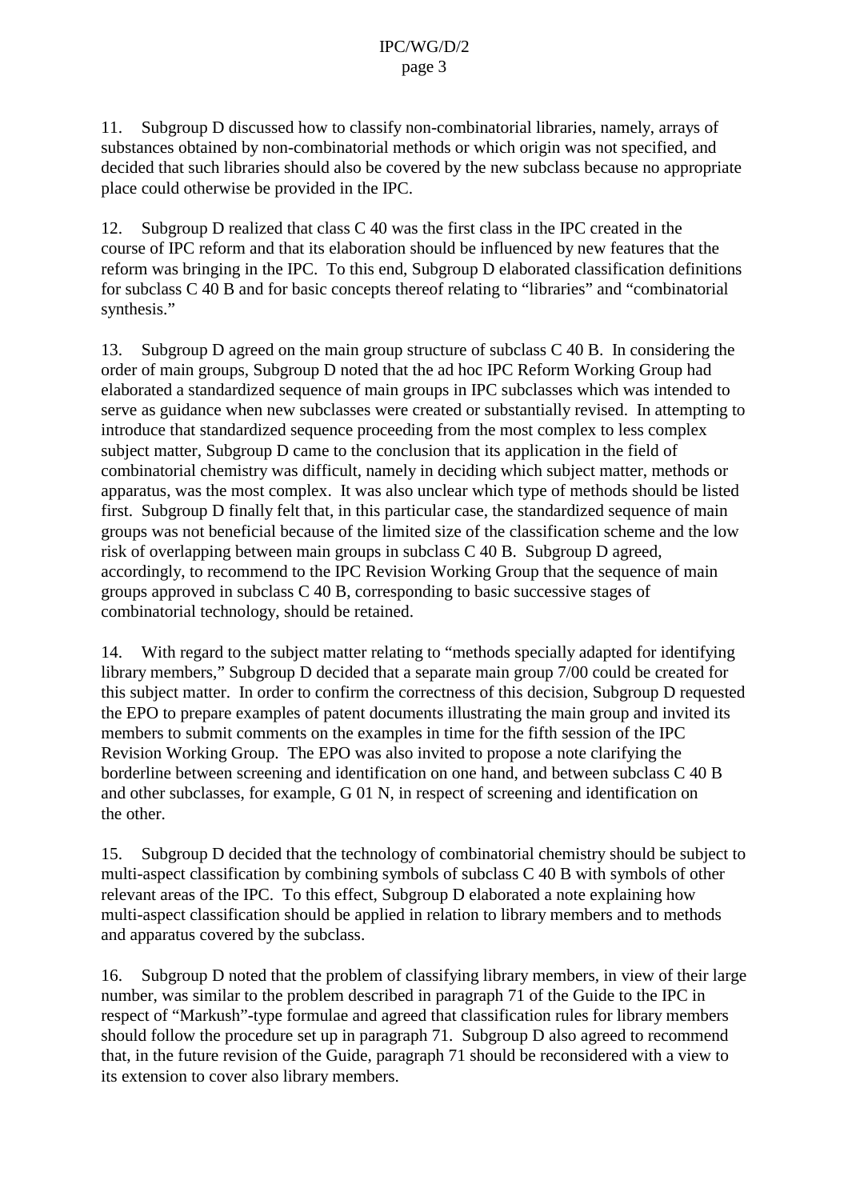11. Subgroup D discussed how to classify non-combinatorial libraries, namely, arrays of substances obtained by non-combinatorial methods or which origin was not specified, and decided that such libraries should also be covered by the new subclass because no appropriate place could otherwise be provided in the IPC.

12. Subgroup D realized that class C 40 was the first class in the IPC created in the course of IPC reform and that its elaboration should be influenced by new features that the reform was bringing in the IPC. To this end, Subgroup D elaborated classification definitions for subclass C 40 B and for basic concepts thereof relating to "libraries" and "combinatorial synthesis."

13. Subgroup D agreed on the main group structure of subclass C 40 B. In considering the order of main groups, Subgroup D noted that the ad hoc IPC Reform Working Group had elaborated a standardized sequence of main groups in IPC subclasses which was intended to serve as guidance when new subclasses were created or substantially revised. In attempting to introduce that standardized sequence proceeding from the most complex to less complex subject matter, Subgroup D came to the conclusion that its application in the field of combinatorial chemistry was difficult, namely in deciding which subject matter, methods or apparatus, was the most complex. It was also unclear which type of methods should be listed first. Subgroup D finally felt that, in this particular case, the standardized sequence of main groups was not beneficial because of the limited size of the classification scheme and the low risk of overlapping between main groups in subclass C 40 B. Subgroup D agreed, accordingly, to recommend to the IPC Revision Working Group that the sequence of main groups approved in subclass C 40 B, corresponding to basic successive stages of combinatorial technology, should be retained.

14. With regard to the subject matter relating to "methods specially adapted for identifying library members," Subgroup D decided that a separate main group 7/00 could be created for this subject matter. In order to confirm the correctness of this decision, Subgroup D requested the EPO to prepare examples of patent documents illustrating the main group and invited its members to submit comments on the examples in time for the fifth session of the IPC Revision Working Group. The EPO was also invited to propose a note clarifying the borderline between screening and identification on one hand, and between subclass C 40 B and other subclasses, for example, G 01 N, in respect of screening and identification on the other.

15. Subgroup D decided that the technology of combinatorial chemistry should be subject to multi-aspect classification by combining symbols of subclass C 40 B with symbols of other relevant areas of the IPC. To this effect, Subgroup D elaborated a note explaining how multi-aspect classification should be applied in relation to library members and to methods and apparatus covered by the subclass.

16. Subgroup D noted that the problem of classifying library members, in view of their large number, was similar to the problem described in paragraph 71 of the Guide to the IPC in respect of "Markush"-type formulae and agreed that classification rules for library members should follow the procedure set up in paragraph 71. Subgroup D also agreed to recommend that, in the future revision of the Guide, paragraph 71 should be reconsidered with a view to its extension to cover also library members.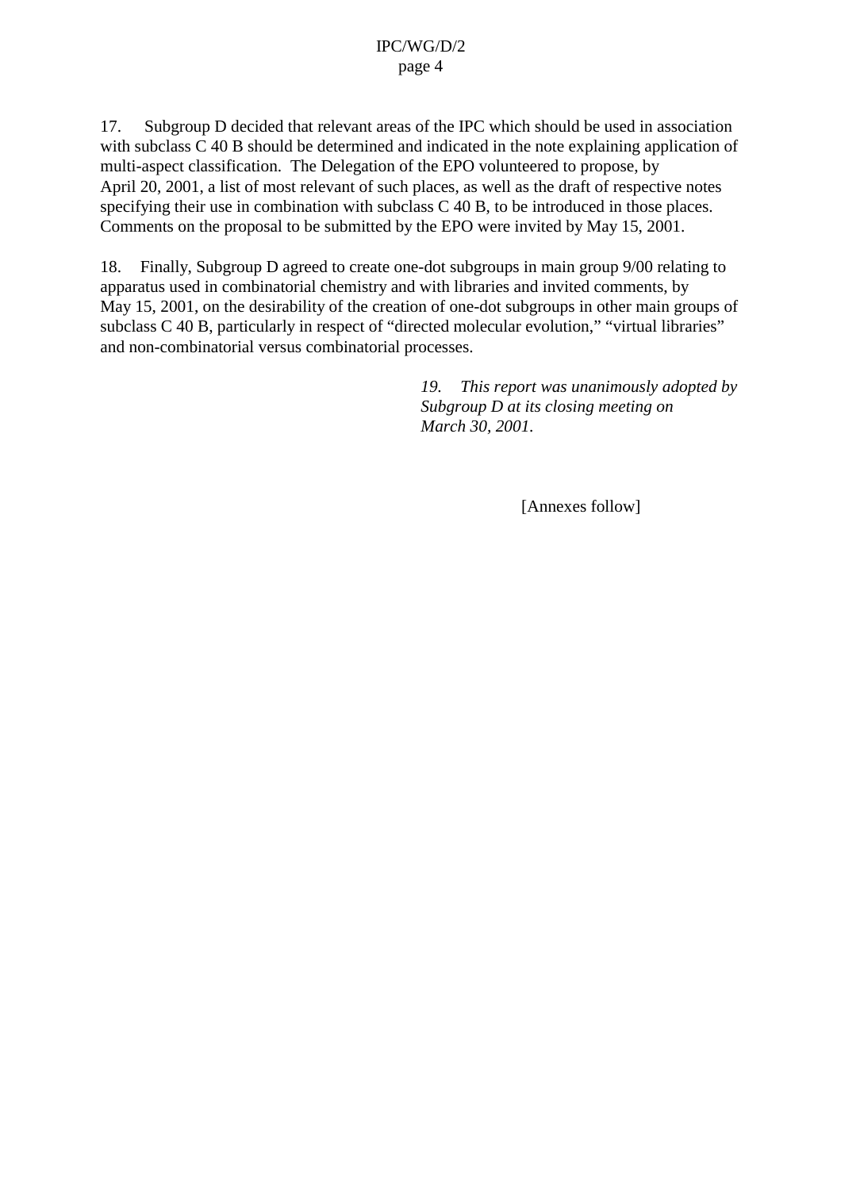17. Subgroup D decided that relevant areas of the IPC which should be used in association with subclass C 40 B should be determined and indicated in the note explaining application of multi-aspect classification. The Delegation of the EPO volunteered to propose, by April 20, 2001, a list of most relevant of such places, as well as the draft of respective notes specifying their use in combination with subclass C 40 B, to be introduced in those places. Comments on the proposal to be submitted by the EPO were invited by May 15, 2001.

18. Finally, Subgroup D agreed to create one-dot subgroups in main group 9/00 relating to apparatus used in combinatorial chemistry and with libraries and invited comments, by May 15, 2001, on the desirability of the creation of one-dot subgroups in other main groups of subclass C 40 B, particularly in respect of “directed molecular evolution,” “virtual libraries” and non-combinatorial versus combinatorial processes.

*19. This report was unanimously adopted by Subgroup D at its closing meeting on March 30, 2001.*

[Annexes follow]